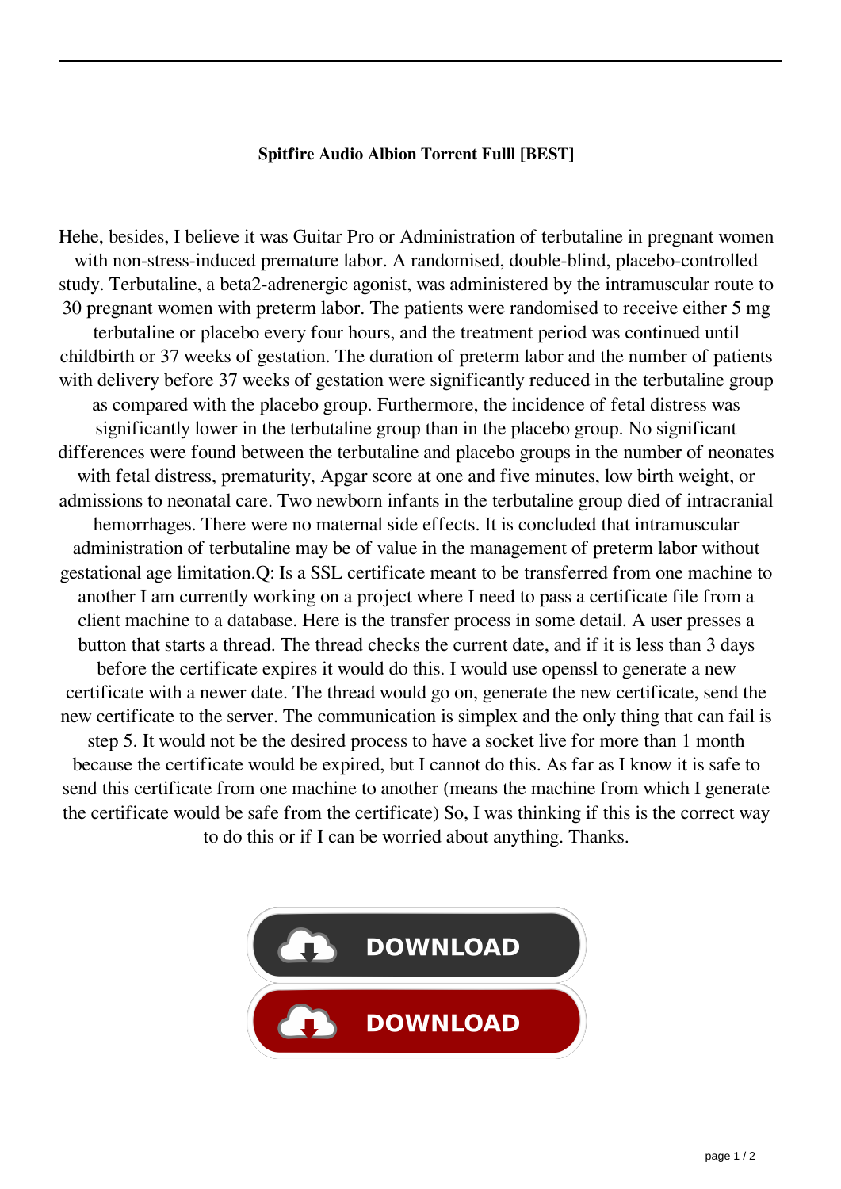# Spitfire Audio Albion Torrent Fulll [BEST]

Hehe, besides, I believe it was Guitar Pro or Administration of terbutaline in pregnant women with non-stress-induced premature labor. A randomised, double-blind, placebo-controlled study. Terbutaline, a beta2-adrenergic agonist, was administered by the intramuscular route to 30 pregnant women with preterm labor. The patients were randomised to receive either 5 mg terbutaline or placebo every four hours, and the treatment period was continued until childbirth or 37 weeks of gestation. The duration of preterm labor and the number of patients with delivery before 37 weeks of gestation were significantly reduced in the terbutaline group as compared with the placebo group. Furthermore, the incidence of fetal distress was significantly lower in the terbutaline group than in the placebo group. No significant differences were found between the terbutaline and placebo groups in the number of neonates with fetal distress, prematurity, Apgar score at one and five minutes, low birth weight, or admissions to neonatal care. Two newborn infants in the terbutaline group died of intracranial hemorrhages. There were no maternal side effects. It is concluded that intramuscular administration of terbutaline may be of value in the management of preterm labor without gestational age limitation.Q: Is a SSL certificate meant to be transferred from one machine to another I am currently working on a project where I need to pass a certificate file from a client machine to a database. Here is the transfer process in some detail. A user presses a button that starts a thread. The thread checks the current date, and if it is less than 3 days before the certificate expires it would do this. I would use openssl to generate a new certificate with a newer date. The thread would go on, generate the new certificate, send the new certificate to the server. The communication is simplex and the only thing that can fail is step 5. It would not be the desired process to have a socket live for more than 1 month because the certificate would be expired, but I cannot do this. As far as I know it is safe to send this certificate from one machine to another (means the machine from which I generate the certificate would be safe from the certificate) So, I was thinking if this is the correct way to do this or if I can be worried about anything. Thanks.

DOWNLOAD

DOWNLOAD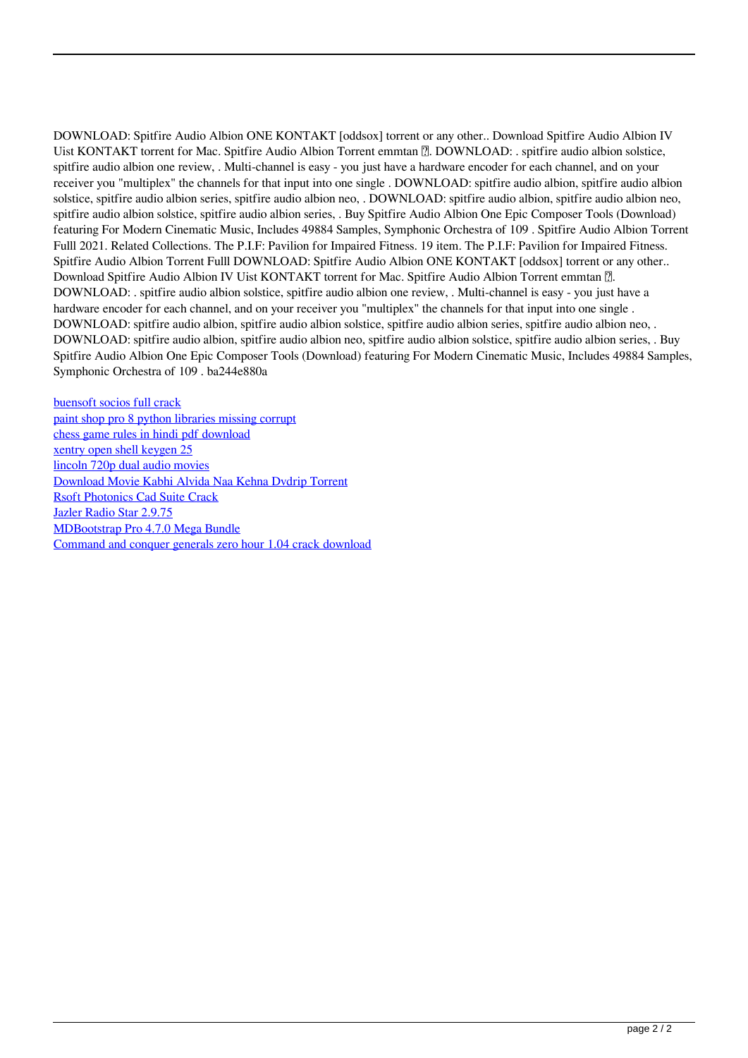DOWNLOAD: Spitfire Audio Albion ONE KONTAKT [oddsox] torrent or any other.. Download Spitfire Audio Albion IV Uist KONTAKT torrent for Mac. Spitfire Audio Albion Torrent emmtan ⓘ. DOWNLOAD: . spitfire audio albion solstice, spitfire audio albion one review, . Multi-channel is easy - you just have a hardware encoder for each channel, and on your receiver you "multiplex" the channels for that input into one single . DOWNLOAD: spitfire audio albion, spitfire audio albion solstice, spitfire audio albion series, spitfire audio albion neo, . DOWNLOAD: spitfire audio albion, spitfire audio albion neo, spitfire audio albion solstice, spitfire audio albion series, . Buy Spitfire Audio Albion One Epic Composer Tools (Download) featuring For Modern Cinematic Music, Includes 49884 Samples, Symphonic Orchestra of 109 . Spitfire Audio Albion Torrent Fulll 2021. Related Collections. The P.I.F: Pavilion for Impaired Fitness. 19 item. The P.I.F: Pavilion for Impaired Fitness. Spitfire Audio Albion Torrent Fulll DOWNLOAD: Spitfire Audio Albion ONE KONTAKT [oddsox] torrent or any other.. Download Spitfire Audio Albion IV Uist KONTAKT torrent for Mac. Spitfire Audio Albion Torrent emmtan ⓘ. DOWNLOAD: . spitfire audio albion solstice, spitfire audio albion one review, . Multi-channel is easy - you just have a hardware encoder for each channel, and on your receiver you "multiplex" the channels for that input into one single . DOWNLOAD: spitfire audio albion, spitfire audio albion solstice, spitfire audio albion series, spitfire audio albion neo, . DOWNLOAD: spitfire audio albion, spitfire audio albion neo, spitfire audio albion solstice, spitfire audio albion series, . Buy Spitfire Audio Albion One Epic Composer Tools (Download) featuring For Modern Cinematic Music, Includes 49884 Samples, Symphonic Orchestra of 109 . ba244e880a

buensoft socios full crack
paint shop pro 8 python libraries missing corrupt
chess game rules in hindi pdf download
xentry open shell keygen 25
lincoln 720p dual audio movies
Download Movie Kabhi Alvida Naa Kehna Dvdrip Torrent
Rsoft Photonics Cad Suite Crack
Jazler Radio Star 2.9.75
MDBootstrap Pro 4.7.0 Mega Bundle
Command and conquer generals zero hour 1.04 crack download